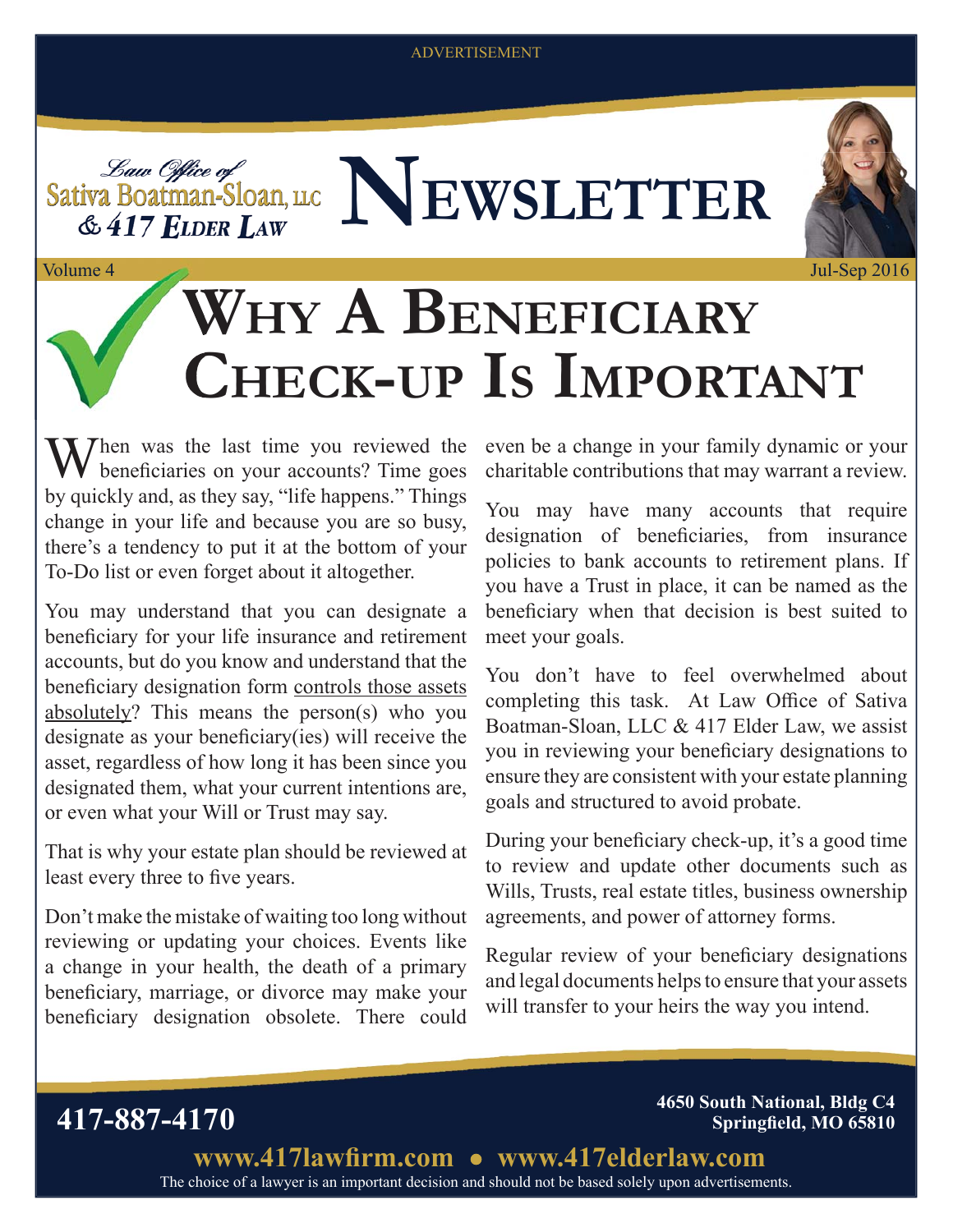ADVERTISEMENT

Law Office of Sativa Boatman-Sloan, LLC & 417 Elder Law

# NEWSLETTER

Volume 4 Jul-Sep 2016

# Why A Beneficiary Check-up Is Important

When was the last time you reviewed the beneficiaries on your accounts? Time goes by quickly and, as they say, "life happens." Things change in your life and because you are so busy, there's a tendency to put it at the bottom of your To-Do list or even forget about it altogether.

You may understand that you can designate a beneficiary for your life insurance and retirement accounts, but do you know and understand that the beneficiary designation form controls those assets absolutely? This means the person(s) who you designate as your beneficiary(ies) will receive the asset, regardless of how long it has been since you designated them, what your current intentions are, or even what your Will or Trust may say.

That is why your estate plan should be reviewed at least every three to five years.

Don't make the mistake of waiting too long without reviewing or updating your choices. Events like a change in your health, the death of a primary beneficiary, marriage, or divorce may make your beneficiary designation obsolete. There could even be a change in your family dynamic or your charitable contributions that may warrant a review.

You may have many accounts that require designation of beneficiaries, from insurance policies to bank accounts to retirement plans. If you have a Trust in place, it can be named as the beneficiary when that decision is best suited to meet your goals.

You don't have to feel overwhelmed about completing this task. At Law Office of Sativa Boatman-Sloan, LLC & 417 Elder Law, we assist you in reviewing your beneficiary designations to ensure they are consistent with your estate planning goals and structured to avoid probate.

During your beneficiary check-up, it's a good time to review and update other documents such as Wills, Trusts, real estate titles, business ownership agreements, and power of attorney forms.

Regular review of your beneficiary designations and legal documents helps to ensure that your assets will transfer to your heirs the way you intend.

**417-887-4170**

**4650 South National, Bldg C4**
**Springfield, MO 65810**

**www.417lawfirm.com • www.417elderlaw.com**

The choice of a lawyer is an important decision and should not be based solely upon advertisements.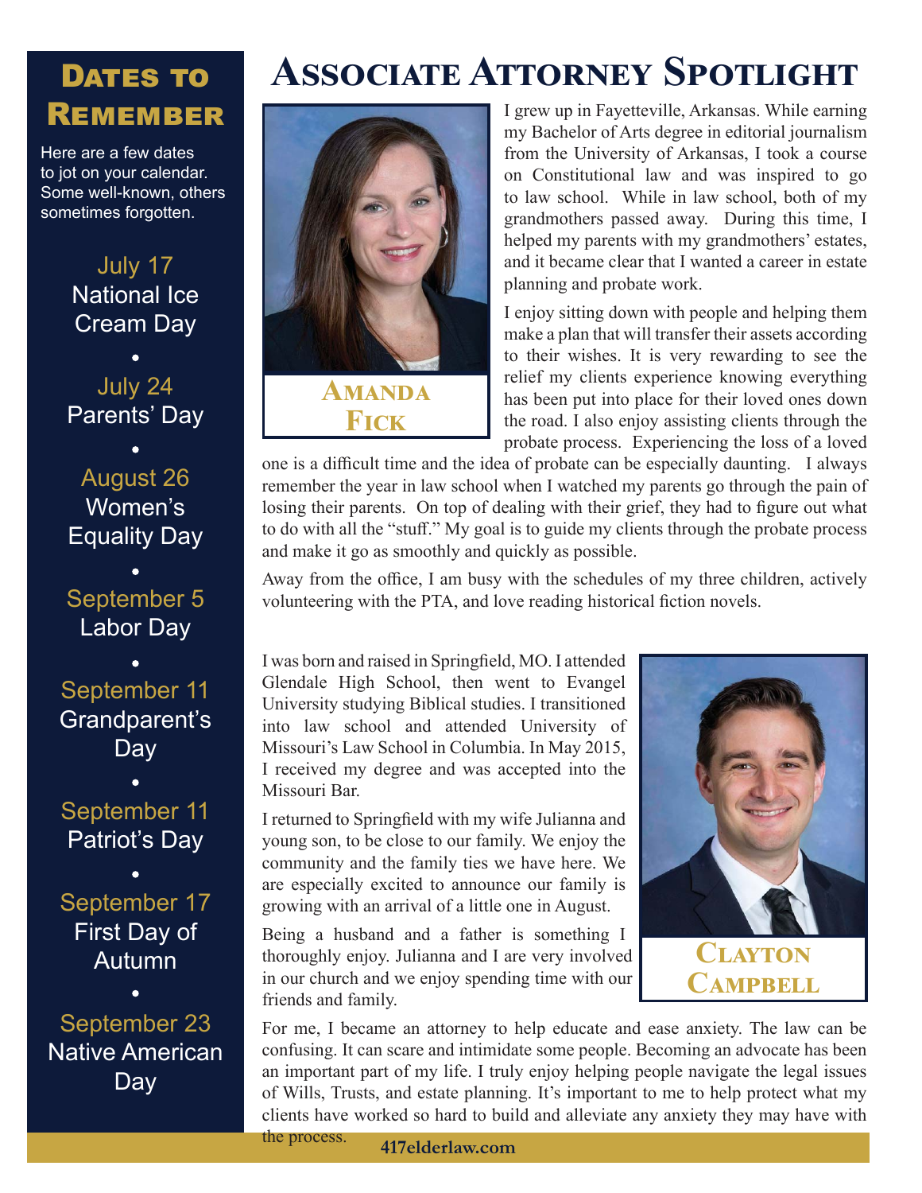## Dates to Remember

Here are a few dates to jot on your calendar. Some well-known, others sometimes forgotten.

July 17
National Ice Cream Day

•

July 24
Parents' Day

•

August 26
Women's Equality Day

•

September 5
Labor Day

•

September 11
Grandparent's Day

•

September 11
Patriot's Day

•

September 17
First Day of Autumn

•

September 23
Native American Day

# Associate Attorney Spotlight

### Amanda Fick

I grew up in Fayetteville, Arkansas. While earning my Bachelor of Arts degree in editorial journalism from the University of Arkansas, I took a course on Constitutional law and was inspired to go to law school. While in law school, both of my grandmothers passed away. During this time, I helped my parents with my grandmothers' estates, and it became clear that I wanted a career in estate planning and probate work.

I enjoy sitting down with people and helping them make a plan that will transfer their assets according to their wishes. It is very rewarding to see the relief my clients experience knowing everything has been put into place for their loved ones down the road. I also enjoy assisting clients through the probate process. Experiencing the loss of a loved one is a difficult time and the idea of probate can be especially daunting. I always remember the year in law school when I watched my parents go through the pain of losing their parents. On top of dealing with their grief, they had to figure out what to do with all the "stuff." My goal is to guide my clients through the probate process and make it go as smoothly and quickly as possible.

Away from the office, I am busy with the schedules of my three children, actively volunteering with the PTA, and love reading historical fiction novels.

### Clayton Campbell

I was born and raised in Springfield, MO. I attended Glendale High School, then went to Evangel University studying Biblical studies. I transitioned into law school and attended University of Missouri's Law School in Columbia. In May 2015, I received my degree and was accepted into the Missouri Bar.

I returned to Springfield with my wife Julianna and young son, to be close to our family. We enjoy the community and the family ties we have here. We are especially excited to announce our family is growing with an arrival of a little one in August.

Being a husband and a father is something I thoroughly enjoy. Julianna and I are very involved in our church and we enjoy spending time with our friends and family.

For me, I became an attorney to help educate and ease anxiety. The law can be confusing. It can scare and intimidate some people. Becoming an advocate has been an important part of my life. I truly enjoy helping people navigate the legal issues of Wills, Trusts, and estate planning. It's important to me to help protect what my clients have worked so hard to build and alleviate any anxiety they may have with the process.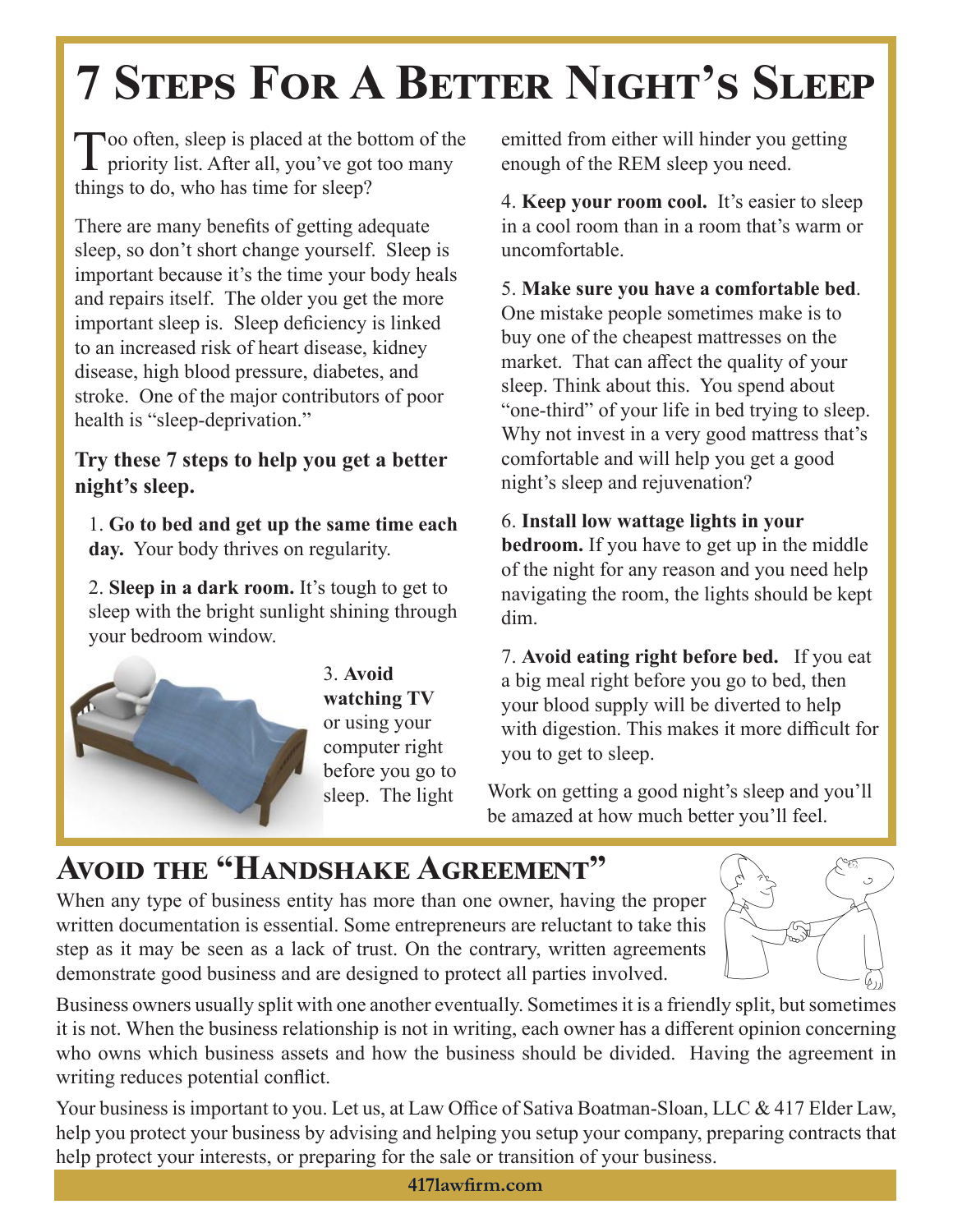# 7 Steps For A Better Night's Sleep

Too often, sleep is placed at the bottom of the priority list. After all, you've got too many things to do, who has time for sleep?

There are many benefits of getting adequate sleep, so don't short change yourself. Sleep is important because it's the time your body heals and repairs itself. The older you get the more important sleep is. Sleep deficiency is linked to an increased risk of heart disease, kidney disease, high blood pressure, diabetes, and stroke. One of the major contributors of poor health is "sleep-deprivation."

**Try these 7 steps to help you get a better night's sleep.**

1. **Go to bed and get up the same time each day.** Your body thrives on regularity.

2. **Sleep in a dark room.** It's tough to get to sleep with the bright sunlight shining through your bedroom window.

3. **Avoid watching TV** or using your computer right before you go to sleep. The light emitted from either will hinder you getting enough of the REM sleep you need.

4. **Keep your room cool.** It's easier to sleep in a cool room than in a room that's warm or uncomfortable.

5. **Make sure you have a comfortable bed**. One mistake people sometimes make is to buy one of the cheapest mattresses on the market. That can affect the quality of your sleep. Think about this. You spend about "one-third" of your life in bed trying to sleep. Why not invest in a very good mattress that's comfortable and will help you get a good night's sleep and rejuvenation?

6. **Install low wattage lights in your bedroom.** If you have to get up in the middle of the night for any reason and you need help navigating the room, the lights should be kept dim.

7. **Avoid eating right before bed.** If you eat a big meal right before you go to bed, then your blood supply will be diverted to help with digestion. This makes it more difficult for you to get to sleep.

Work on getting a good night's sleep and you'll be amazed at how much better you'll feel.

## Avoid the "Handshake Agreement"

When any type of business entity has more than one owner, having the proper written documentation is essential. Some entrepreneurs are reluctant to take this step as it may be seen as a lack of trust. On the contrary, written agreements demonstrate good business and are designed to protect all parties involved.

Business owners usually split with one another eventually. Sometimes it is a friendly split, but sometimes it is not. When the business relationship is not in writing, each owner has a different opinion concerning who owns which business assets and how the business should be divided. Having the agreement in writing reduces potential conflict.

Your business is important to you. Let us, at Law Office of Sativa Boatman-Sloan, LLC & 417 Elder Law, help you protect your business by advising and helping you setup your company, preparing contracts that help protect your interests, or preparing for the sale or transition of your business.

**417lawfirm.com**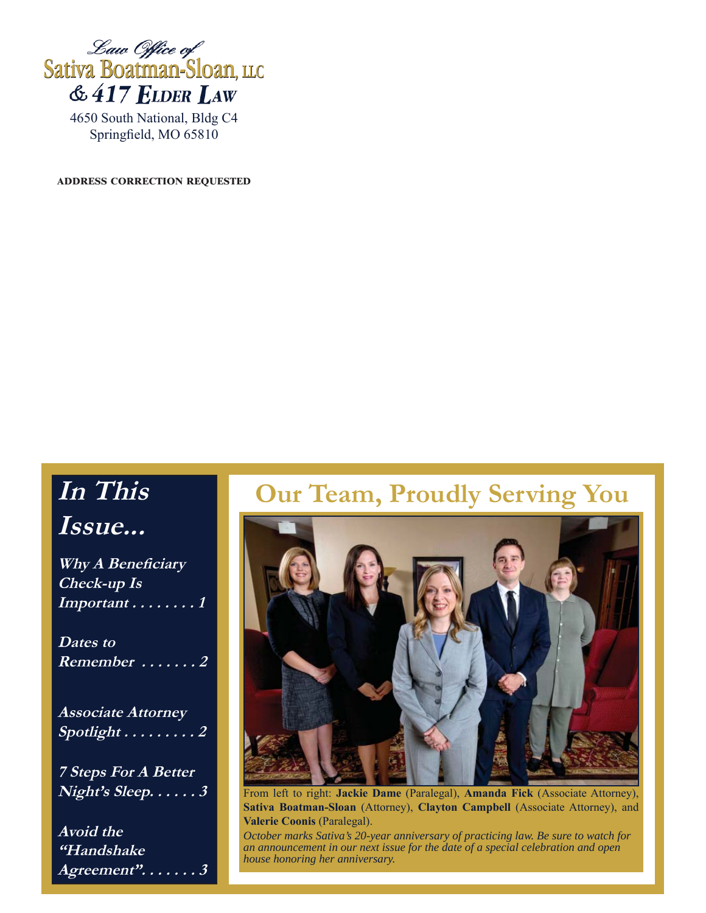Law Office of
Sativa Boatman-Sloan, LLC
& 417 Elder Law

4650 South National, Bldg C4
Springfield, MO 65810

**ADDRESS CORRECTION REQUESTED**

## *In This Issue...*

***Why A Beneficiary Check-up Is Important . . . . . . . . 1***

***Dates to Remember . . . . . . . 2***

***Associate Attorney Spotlight . . . . . . . . . 2***

***7 Steps For A Better Night's Sleep. . . . . . 3***

***Avoid the "Handshake Agreement". . . . . . . 3***

## Our Team, Proudly Serving You

From left to right: **Jackie Dame** (Paralegal), **Amanda Fick** (Associate Attorney), **Sativa Boatman-Sloan** (Attorney), **Clayton Campbell** (Associate Attorney), and **Valerie Coonis** (Paralegal).

*October marks Sativa's 20-year anniversary of practicing law. Be sure to watch for an announcement in our next issue for the date of a special celebration and open house honoring her anniversary.*